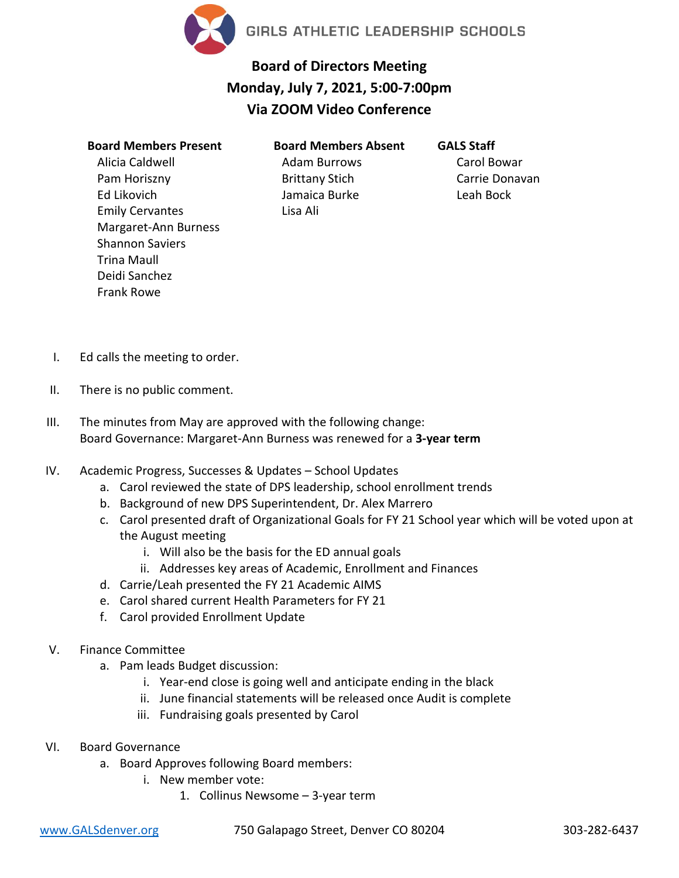GIRLS ATHLETIC LEADERSHIP SCHOOLS

# Board of Directors Meeting
## Monday, July 7, 2021, 5:00-7:00pm
## Via ZOOM Video Conference

| Board Members Present | Board Members Absent | GALS Staff |
|---|---|---|
| Alicia Caldwell | Adam Burrows | Carol Bowar |
| Pam Horiszny | Brittany Stich | Carrie Donavan |
| Ed Likovich | Jamaica Burke | Leah Bock |
| Emily Cervantes | Lisa Ali | |
| Margaret-Ann Burness | | |
| Shannon Saviers | | |
| Trina Maull | | |
| Deidi Sanchez | | |
| Frank Rowe | | |

I. Ed calls the meeting to order.

II. There is no public comment.

III. The minutes from May are approved with the following change:
Board Governance: Margaret-Ann Burness was renewed for a **3-year term**

IV. Academic Progress, Successes & Updates – School Updates
   a. Carol reviewed the state of DPS leadership, school enrollment trends
   b. Background of new DPS Superintendent, Dr. Alex Marrero
   c. Carol presented draft of Organizational Goals for FY 21 School year which will be voted upon at the August meeting
      i. Will also be the basis for the ED annual goals
      ii. Addresses key areas of Academic, Enrollment and Finances
   d. Carrie/Leah presented the FY 21 Academic AIMS
   e. Carol shared current Health Parameters for FY 21
   f. Carol provided Enrollment Update

V. Finance Committee
   a. Pam leads Budget discussion:
      i. Year-end close is going well and anticipate ending in the black
      ii. June financial statements will be released once Audit is complete
      iii. Fundraising goals presented by Carol

VI. Board Governance
   a. Board Approves following Board members:
      i. New member vote:
         1. Collinus Newsome – 3-year term

www.GALSdenver.org    750 Galapago Street, Denver CO 80204    303-282-6437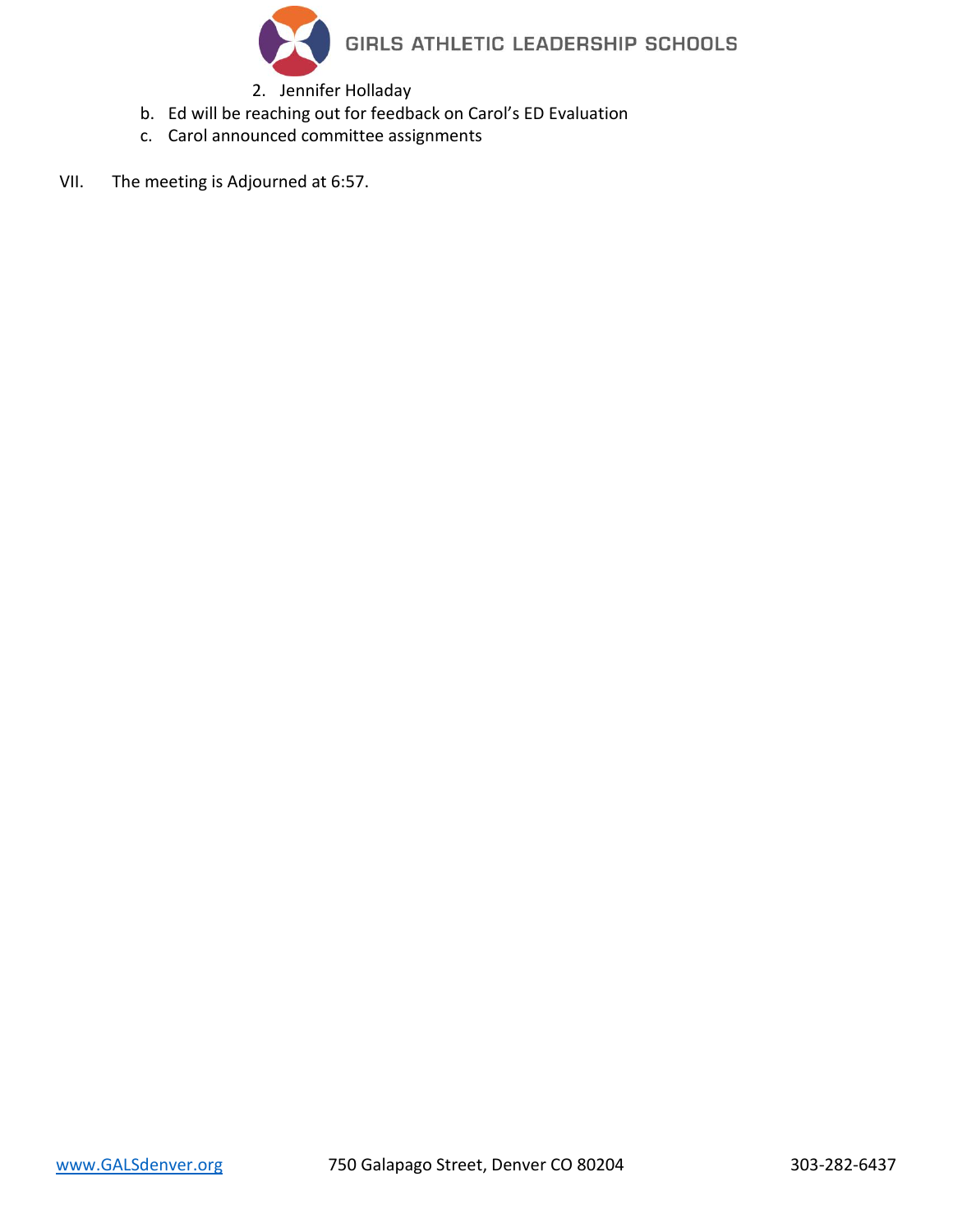2. Jennifer Holladay

b. Ed will be reaching out for feedback on Carol's ED Evaluation

c. Carol announced committee assignments

VII. The meeting is Adjourned at 6:57.